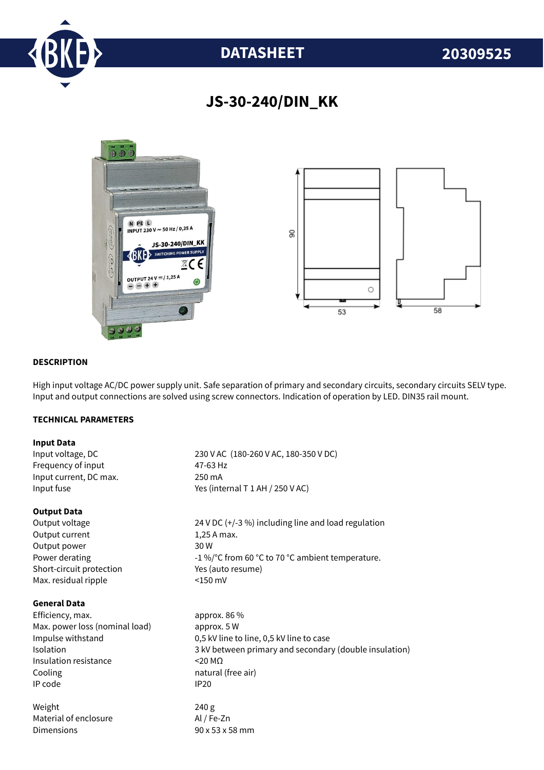DATASHEET 20309525

# JS-30-240/DIN_KK

## DESCRIPTION

High input voltage AC/DC power supply unit. Safe separation of primary and secondary circuits, secondary circuits SELV type. Input and output connections are solved using screw connectors. Indication of operation by LED. DIN35 rail mount.

## TECHNICAL PARAMETERS

### Input Data

| | |
|---|---|
| Input voltage, DC | 230 V AC (180-260 V AC, 180-350 V DC) |
| Frequency of input | 47-63 Hz |
| Input current, DC max. | 250 mA |
| Input fuse | Yes (internal T 1 AH / 250 V AC) |

### Output Data

| | |
|---|---|
| Output voltage | 24 V DC (+/-3 %) including line and load regulation |
| Output current | 1,25 A max. |
| Output power | 30 W |
| Power derating | -1 %/°C from 60 °C to 70 °C ambient temperature. |
| Short-circuit protection | Yes (auto resume) |
| Max. residual ripple | <150 mV |

### General Data

| | |
|---|---|
| Efficiency, max. | approx. 86 % |
| Max. power loss (nominal load) | approx. 5 W |
| Impulse withstand | 0,5 kV line to line, 0,5 kV line to case |
| Isolation | 3 kV between primary and secondary (double insulation) |
| Insulation resistance | <20 MΩ |
| Cooling | natural (free air) |
| IP code | IP20 |
| | |
| Weight | 240 g |
| Material of enclosure | Al / Fe-Zn |
| Dimensions | 90 x 53 x 58 mm |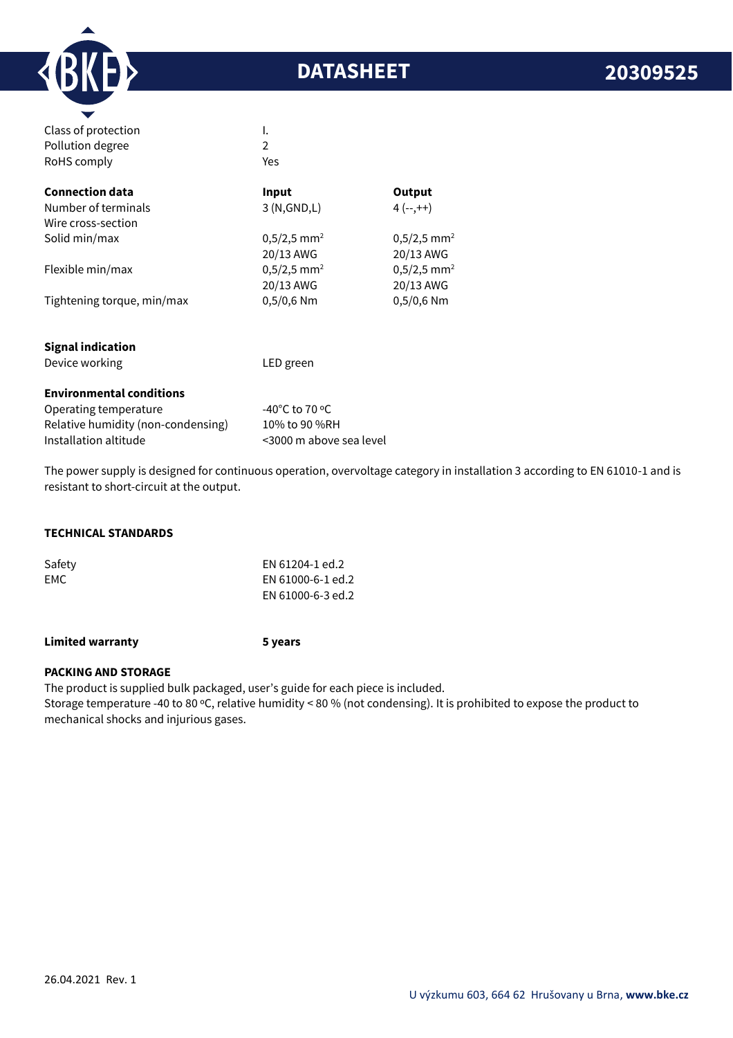| | |
|---|---|
| Class of protection | I. |
| Pollution degree | 2 |
| RoHS comply | Yes |

| **Connection data** | **Input** | **Output** |
|---|---|---|
| Number of terminals | 3 (N,GND,L) | 4 (--,++) |
| Wire cross-section | | |
| Solid min/max | 0,5/2,5 mm$^2$<br>20/13 AWG | 0,5/2,5 mm$^2$<br>20/13 AWG |
| Flexible min/max | 0,5/2,5 mm$^2$<br>20/13 AWG | 0,5/2,5 mm$^2$<br>20/13 AWG |
| Tightening torque, min/max | 0,5/0,6 Nm | 0,5/0,6 Nm |

| **Signal indication** | |
|---|---|
| Device working | LED green |

| **Environmental conditions** | |
|---|---|
| Operating temperature | -40°C to 70 °C |
| Relative humidity (non-condensing) | 10% to 90 %RH |
| Installation altitude | <3000 m above sea level |

The power supply is designed for continuous operation, overvoltage category in installation 3 according to EN 61010-1 and is resistant to short-circuit at the output.

## TECHNICAL STANDARDS

| | |
|---|---|
| Safety | EN 61204-1 ed.2 |
| EMC | EN 61000-6-1 ed.2 |
| | EN 61000-6-3 ed.2 |

**Limited warranty** **5 years**

## PACKING AND STORAGE

The product is supplied bulk packaged, user's guide for each piece is included.
Storage temperature -40 to 80 °C, relative humidity < 80 % (not condensing). It is prohibited to expose the product to mechanical shocks and injurious gases.

26.04.2021 Rev. 1

U výzkumu 603, 664 62 Hrušovany u Brna, **www.bke.cz**